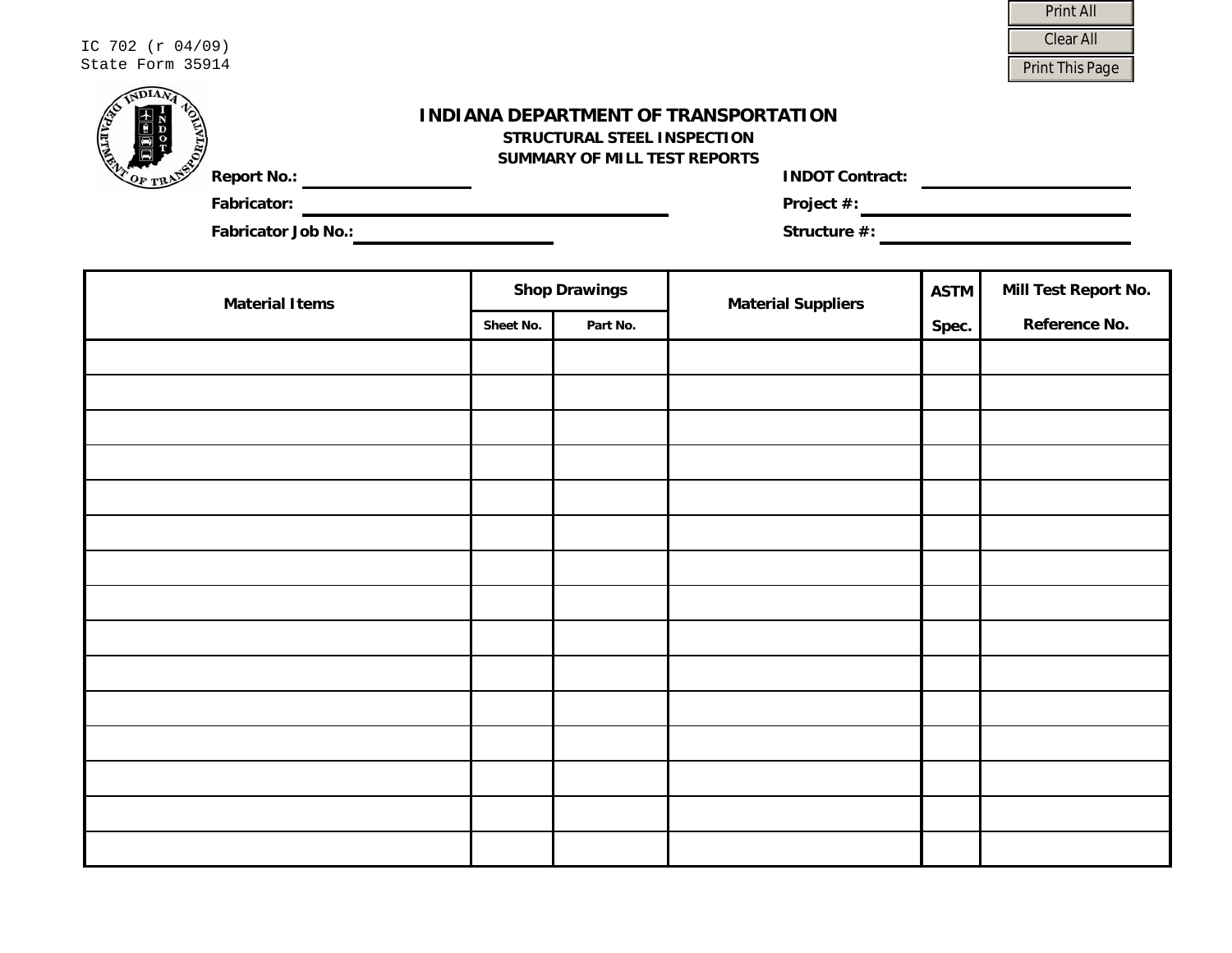IC 702 (r 04/09)
State Form 35914

# INDIANA DEPARTMENT OF TRANSPORTATION

## STRUCTURAL STEEL INSPECTION

## SUMMARY OF MILL TEST REPORTS

**Report No.:** ____________________

**Fabricator:** ____________________

**Fabricator Job No.:** ____________________

**INDOT Contract:** ____________________

**Project #:** ____________________

**Structure #:** ____________________

| Material Items | Shop Drawings | | Material Suppliers | ASTM Spec. | Mill Test Report No. Reference No. |
|---|---|---|---|---|---|
| | Sheet No. | Part No. | | | |
| | | | | | |
| | | | | | |
| | | | | | |
| | | | | | |
| | | | | | |
| | | | | | |
| | | | | | |
| | | | | | |
| | | | | | |
| | | | | | |
| | | | | | |
| | | | | | |
| | | | | | |
| | | | | | |
| | | | | | |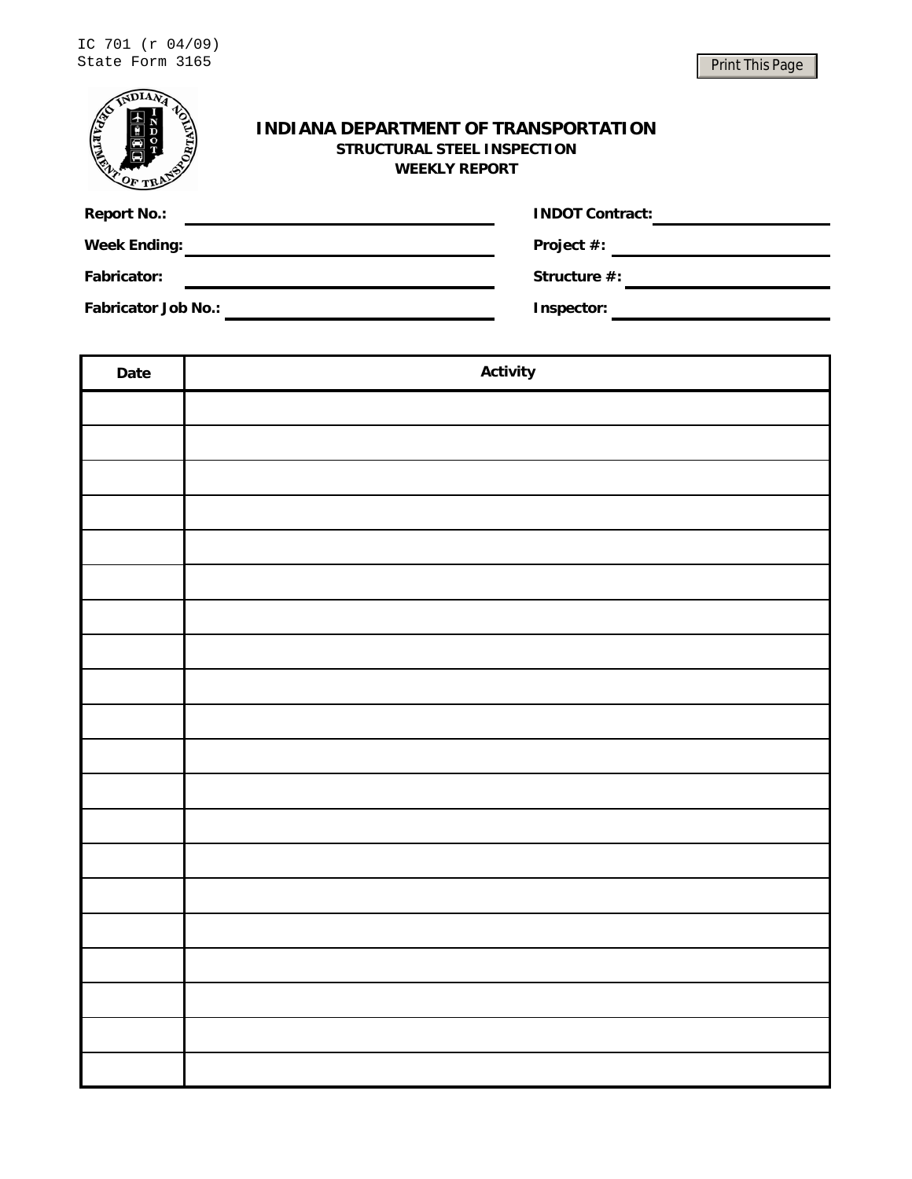IC 701 (r 04/09)
State Form 3165

# INDIANA DEPARTMENT OF TRANSPORTATION

## STRUCTURAL STEEL INSPECTION

## WEEKLY REPORT

**Report No.:** ______________________ **INDOT Contract:** ______________________

**Week Ending:** ______________________ **Project #:** ______________________

**Fabricator:** ______________________ **Structure #:** ______________________

**Fabricator Job No.:** ______________________ **Inspector:** ______________________

| Date | Activity |
|---|---|
| | |
| | |
| | |
| | |
| | |
| | |
| | |
| | |
| | |
| | |
| | |
| | |
| | |
| | |
| | |
| | |
| | |
| | |
| | |
| | |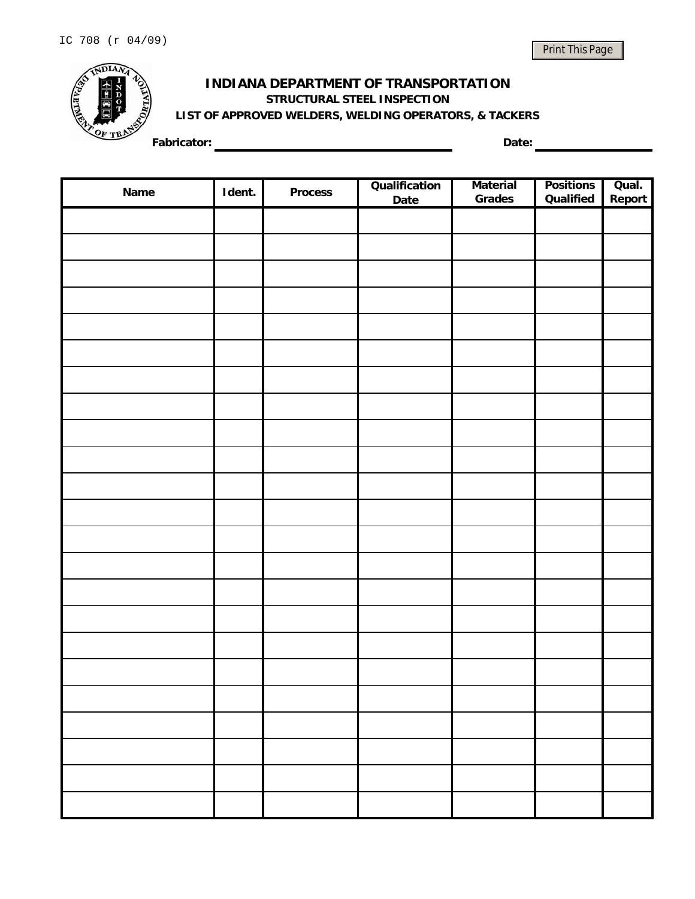IC 708 (r 04/09)

# INDIANA DEPARTMENT OF TRANSPORTATION

## STRUCTURAL STEEL INSPECTION

### LIST OF APPROVED WELDERS, WELDING OPERATORS, & TACKERS

**Fabricator:** ______________________ **Date:** ______________

| Name | Ident. | Process | Qualification Date | Material Grades | Positions Qualified | Qual. Report |
|---|---|---|---|---|---|---|
| | | | | | | |
| | | | | | | |
| | | | | | | |
| | | | | | | |
| | | | | | | |
| | | | | | | |
| | | | | | | |
| | | | | | | |
| | | | | | | |
| | | | | | | |
| | | | | | | |
| | | | | | | |
| | | | | | | |
| | | | | | | |
| | | | | | | |
| | | | | | | |
| | | | | | | |
| | | | | | | |
| | | | | | | |
| | | | | | | |
| | | | | | | |
| | | | | | | |
| | | | | | | |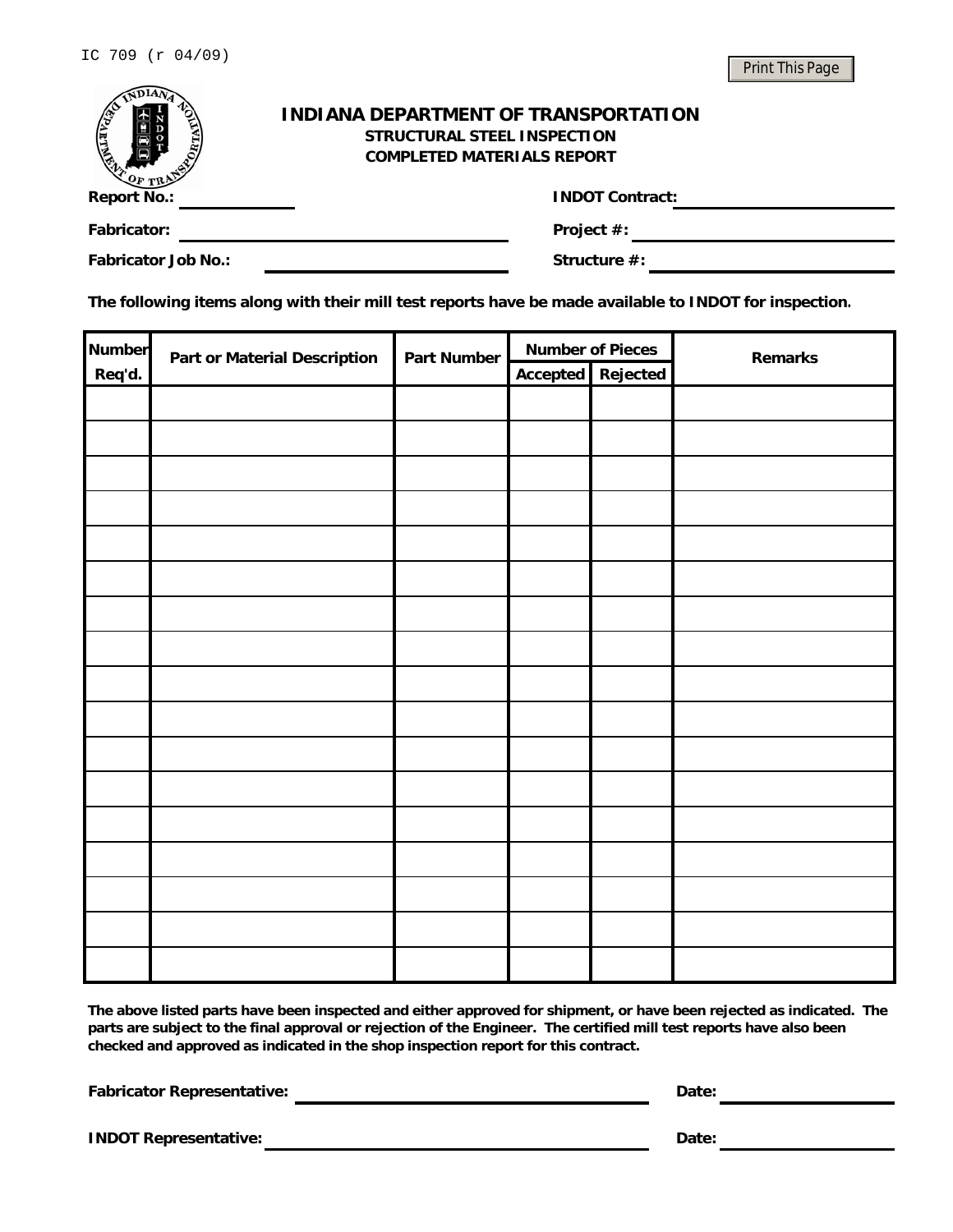IC 709 (r 04/09)

# INDIANA DEPARTMENT OF TRANSPORTATION

## STRUCTURAL STEEL INSPECTION
## COMPLETED MATERIALS REPORT

**Report No.:** ____________ **INDOT Contract:** ____________

**Fabricator:** ____________ **Project #:** ____________

**Fabricator Job No.:** ____________ **Structure #:** ____________

**The following items along with their mill test reports have be made available to INDOT for inspection.**

| Number Req'd. | Part or Material Description | Part Number | Number of Pieces | | Remarks |
|---|---|---|---|---|---|
| | | | Accepted | Rejected | |
| | | | | | |
| | | | | | |
| | | | | | |
| | | | | | |
| | | | | | |
| | | | | | |
| | | | | | |
| | | | | | |
| | | | | | |
| | | | | | |
| | | | | | |
| | | | | | |
| | | | | | |
| | | | | | |
| | | | | | |
| | | | | | |
| | | | | | |

**The above listed parts have been inspected and either approved for shipment, or have been rejected as indicated. The parts are subject to the final approval or rejection of the Engineer. The certified mill test reports have also been checked and approved as indicated in the shop inspection report for this contract.**

**Fabricator Representative:** ____________ **Date:** ____________

**INDOT Representative:** ____________ **Date:** ____________